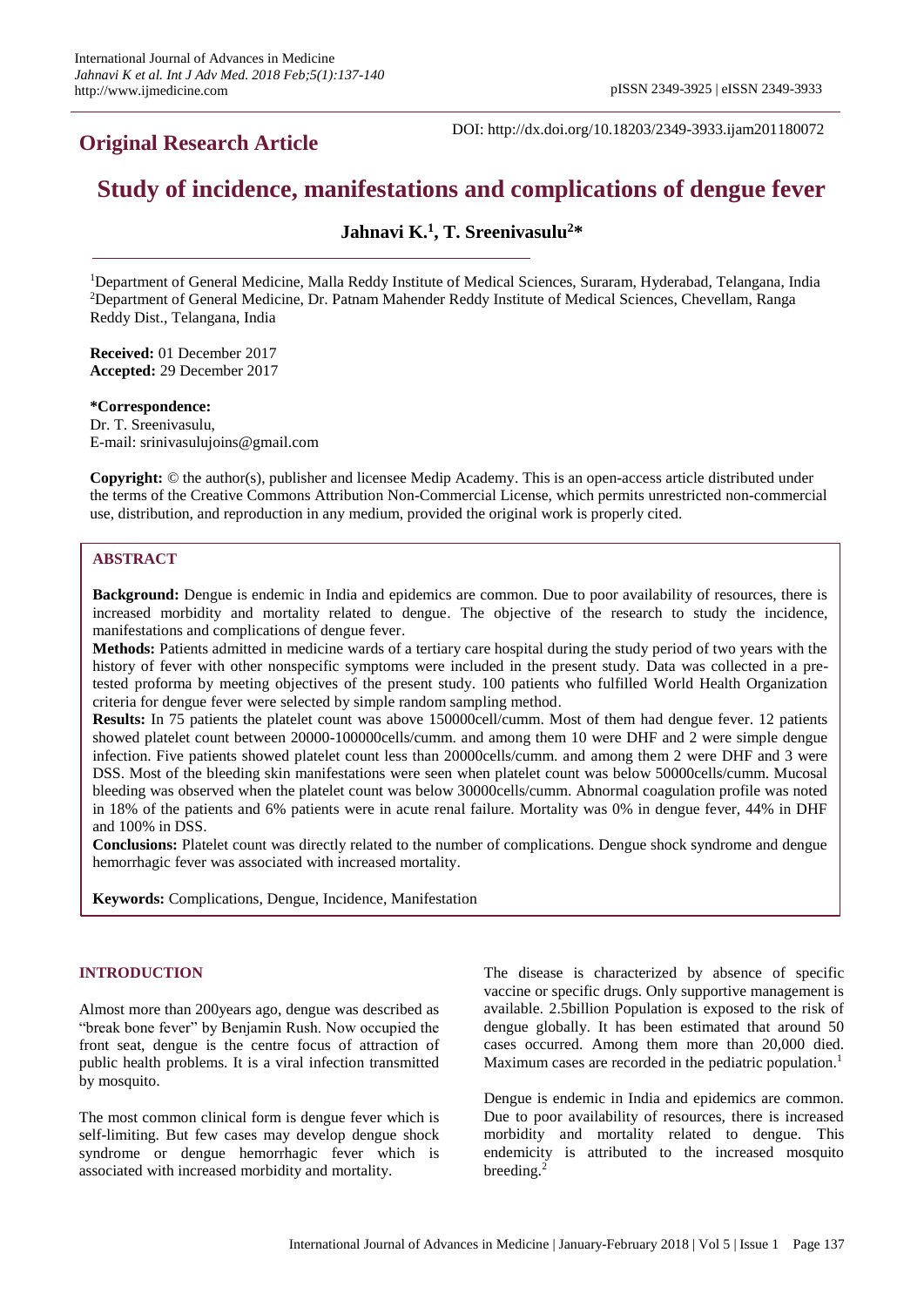International Journal of Advances in Medicine
*Jahnavi K et al. Int J Adv Med. 2018 Feb;5(1):137-140*
http://www.ijmedicine.com

pISSN 2349-3925 | eISSN 2349-3933

DOI: http://dx.doi.org/10.18203/2349-3933.ijam201180072

## Original Research Article

# Study of incidence, manifestations and complications of dengue fever

**Jahnavi K.[1], T. Sreenivasulu[2]***

[1]Department of General Medicine, Malla Reddy Institute of Medical Sciences, Suraram, Hyderabad, Telangana, India
[2]Department of General Medicine, Dr. Patnam Mahender Reddy Institute of Medical Sciences, Chevellam, Ranga Reddy Dist., Telangana, India

**Received:** 01 December 2017
**Accepted:** 29 December 2017

**\*Correspondence:**
Dr. T. Sreenivasulu,
E-mail: srinivasulujoins@gmail.com

**Copyright:** © the author(s), publisher and licensee Medip Academy. This is an open-access article distributed under the terms of the Creative Commons Attribution Non-Commercial License, which permits unrestricted non-commercial use, distribution, and reproduction in any medium, provided the original work is properly cited.

### ABSTRACT

**Background:** Dengue is endemic in India and epidemics are common. Due to poor availability of resources, there is increased morbidity and mortality related to dengue. The objective of the research to study the incidence, manifestations and complications of dengue fever.

**Methods:** Patients admitted in medicine wards of a tertiary care hospital during the study period of two years with the history of fever with other nonspecific symptoms were included in the present study. Data was collected in a pre-tested proforma by meeting objectives of the present study. 100 patients who fulfilled World Health Organization criteria for dengue fever were selected by simple random sampling method.

**Results:** In 75 patients the platelet count was above 150000cell/cumm. Most of them had dengue fever. 12 patients showed platelet count between 20000-100000cells/cumm. and among them 10 were DHF and 2 were simple dengue infection. Five patients showed platelet count less than 20000cells/cumm. and among them 2 were DHF and 3 were DSS. Most of the bleeding skin manifestations were seen when platelet count was below 50000cells/cumm. Mucosal bleeding was observed when the platelet count was below 30000cells/cumm. Abnormal coagulation profile was noted in 18% of the patients and 6% patients were in acute renal failure. Mortality was 0% in dengue fever, 44% in DHF and 100% in DSS.

**Conclusions:** Platelet count was directly related to the number of complications. Dengue shock syndrome and dengue hemorrhagic fever was associated with increased mortality.

**Keywords:** Complications, Dengue, Incidence, Manifestation

### INTRODUCTION

Almost more than 200years ago, dengue was described as "break bone fever" by Benjamin Rush. Now occupied the front seat, dengue is the centre focus of attraction of public health problems. It is a viral infection transmitted by mosquito.

The most common clinical form is dengue fever which is self-limiting. But few cases may develop dengue shock syndrome or dengue hemorrhagic fever which is associated with increased morbidity and mortality.

The disease is characterized by absence of specific vaccine or specific drugs. Only supportive management is available. 2.5billion Population is exposed to the risk of dengue globally. It has been estimated that around 50 cases occurred. Among them more than 20,000 died. Maximum cases are recorded in the pediatric population.[1]

Dengue is endemic in India and epidemics are common. Due to poor availability of resources, there is increased morbidity and mortality related to dengue. This endemicity is attributed to the increased mosquito breeding.[2]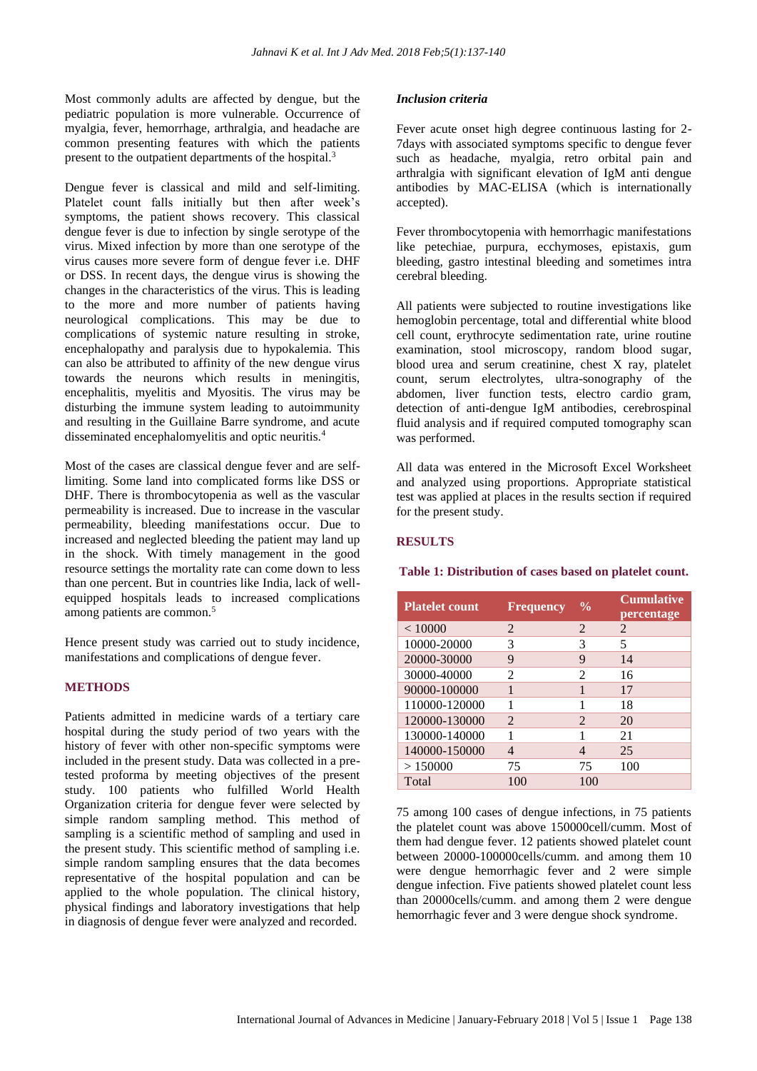Most commonly adults are affected by dengue, but the pediatric population is more vulnerable. Occurrence of myalgia, fever, hemorrhage, arthralgia, and headache are common presenting features with which the patients present to the outpatient departments of the hospital.[3]

Dengue fever is classical and mild and self-limiting. Platelet count falls initially but then after week's symptoms, the patient shows recovery. This classical dengue fever is due to infection by single serotype of the virus. Mixed infection by more than one serotype of the virus causes more severe form of dengue fever i.e. DHF or DSS. In recent days, the dengue virus is showing the changes in the characteristics of the virus. This is leading to the more and more number of patients having neurological complications. This may be due to complications of systemic nature resulting in stroke, encephalopathy and paralysis due to hypokalemia. This can also be attributed to affinity of the new dengue virus towards the neurons which results in meningitis, encephalitis, myelitis and Myositis. The virus may be disturbing the immune system leading to autoimmunity and resulting in the Guillaine Barre syndrome, and acute disseminated encephalomyelitis and optic neuritis.[4]

Most of the cases are classical dengue fever and are self-limiting. Some land into complicated forms like DSS or DHF. There is thrombocytopenia as well as the vascular permeability is increased. Due to increase in the vascular permeability, bleeding manifestations occur. Due to increased and neglected bleeding the patient may land up in the shock. With timely management in the good resource settings the mortality rate can come down to less than one percent. But in countries like India, lack of well-equipped hospitals leads to increased complications among patients are common.[5]

Hence present study was carried out to study incidence, manifestations and complications of dengue fever.

## METHODS

Patients admitted in medicine wards of a tertiary care hospital during the study period of two years with the history of fever with other non-specific symptoms were included in the present study. Data was collected in a pre-tested proforma by meeting objectives of the present study. 100 patients who fulfilled World Health Organization criteria for dengue fever were selected by simple random sampling method. This method of sampling is a scientific method of sampling and used in the present study. This scientific method of sampling i.e. simple random sampling ensures that the data becomes representative of the hospital population and can be applied to the whole population. The clinical history, physical findings and laboratory investigations that help in diagnosis of dengue fever were analyzed and recorded.

### *Inclusion criteria*

Fever acute onset high degree continuous lasting for 2-7days with associated symptoms specific to dengue fever such as headache, myalgia, retro orbital pain and arthralgia with significant elevation of IgM anti dengue antibodies by MAC-ELISA (which is internationally accepted).

Fever thrombocytopenia with hemorrhagic manifestations like petechiae, purpura, ecchymoses, epistaxis, gum bleeding, gastro intestinal bleeding and sometimes intra cerebral bleeding.

All patients were subjected to routine investigations like hemoglobin percentage, total and differential white blood cell count, erythrocyte sedimentation rate, urine routine examination, stool microscopy, random blood sugar, blood urea and serum creatinine, chest X ray, platelet count, serum electrolytes, ultra-sonography of the abdomen, liver function tests, electro cardio gram, detection of anti-dengue IgM antibodies, cerebrospinal fluid analysis and if required computed tomography scan was performed.

All data was entered in the Microsoft Excel Worksheet and analyzed using proportions. Appropriate statistical test was applied at places in the results section if required for the present study.

## RESULTS

**Table 1: Distribution of cases based on platelet count.**

| Platelet count | Frequency | % | Cumulative percentage |
|---|---|---|---|
| < 10000 | 2 | 2 | 2 |
| 10000-20000 | 3 | 3 | 5 |
| 20000-30000 | 9 | 9 | 14 |
| 30000-40000 | 2 | 2 | 16 |
| 90000-100000 | 1 | 1 | 17 |
| 110000-120000 | 1 | 1 | 18 |
| 120000-130000 | 2 | 2 | 20 |
| 130000-140000 | 1 | 1 | 21 |
| 140000-150000 | 4 | 4 | 25 |
| > 150000 | 75 | 75 | 100 |
| Total | 100 | 100 | |

75 among 100 cases of dengue infections, in 75 patients the platelet count was above 150000cell/cumm. Most of them had dengue fever. 12 patients showed platelet count between 20000-100000cells/cumm. and among them 10 were dengue hemorrhagic fever and 2 were simple dengue infection. Five patients showed platelet count less than 20000cells/cumm. and among them 2 were dengue hemorrhagic fever and 3 were dengue shock syndrome.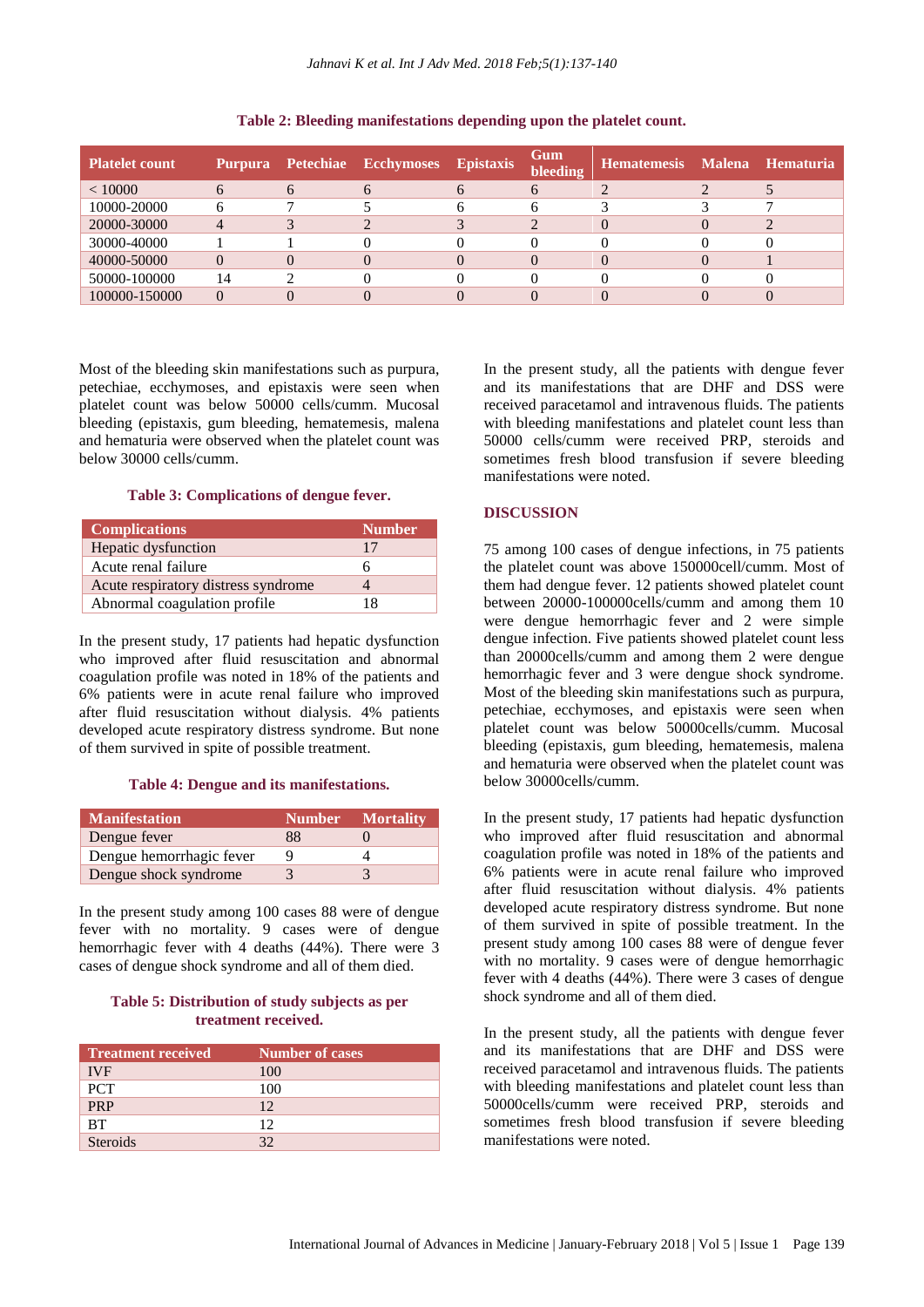**Table 2: Bleeding manifestations depending upon the platelet count.**

| Platelet count | Purpura | Petechiae | Ecchymoses | Epistaxis | Gum bleeding | Hematemesis | Malena | Hematuria |
|---|---|---|---|---|---|---|---|---|
| < 10000 | 6 | 6 | 6 | 6 | 6 | 2 | 2 | 5 |
| 10000-20000 | 6 | 7 | 5 | 6 | 6 | 3 | 3 | 7 |
| 20000-30000 | 4 | 3 | 2 | 3 | 2 | 0 | 0 | 2 |
| 30000-40000 | 1 | 1 | 0 | 0 | 0 | 0 | 0 | 0 |
| 40000-50000 | 0 | 0 | 0 | 0 | 0 | 0 | 0 | 1 |
| 50000-100000 | 14 | 2 | 0 | 0 | 0 | 0 | 0 | 0 |
| 100000-150000 | 0 | 0 | 0 | 0 | 0 | 0 | 0 | 0 |

Most of the bleeding skin manifestations such as purpura, petechiae, ecchymoses, and epistaxis were seen when platelet count was below 50000 cells/cumm. Mucosal bleeding (epistaxis, gum bleeding, hematemesis, malena and hematuria were observed when the platelet count was below 30000 cells/cumm.

**Table 3: Complications of dengue fever.**

| Complications | Number |
|---|---|
| Hepatic dysfunction | 17 |
| Acute renal failure | 6 |
| Acute respiratory distress syndrome | 4 |
| Abnormal coagulation profile | 18 |

In the present study, 17 patients had hepatic dysfunction who improved after fluid resuscitation and abnormal coagulation profile was noted in 18% of the patients and 6% patients were in acute renal failure who improved after fluid resuscitation without dialysis. 4% patients developed acute respiratory distress syndrome. But none of them survived in spite of possible treatment.

**Table 4: Dengue and its manifestations.**

| Manifestation | Number | Mortality |
|---|---|---|
| Dengue fever | 88 | 0 |
| Dengue hemorrhagic fever | 9 | 4 |
| Dengue shock syndrome | 3 | 3 |

In the present study among 100 cases 88 were of dengue fever with no mortality. 9 cases were of dengue hemorrhagic fever with 4 deaths (44%). There were 3 cases of dengue shock syndrome and all of them died.

**Table 5: Distribution of study subjects as per treatment received.**

| Treatment received | Number of cases |
|---|---|
| IVF | 100 |
| PCT | 100 |
| PRP | 12 |
| BT | 12 |
| Steroids | 32 |

In the present study, all the patients with dengue fever and its manifestations that are DHF and DSS were received paracetamol and intravenous fluids. The patients with bleeding manifestations and platelet count less than 50000 cells/cumm were received PRP, steroids and sometimes fresh blood transfusion if severe bleeding manifestations were noted.

## DISCUSSION

75 among 100 cases of dengue infections, in 75 patients the platelet count was above 150000cell/cumm. Most of them had dengue fever. 12 patients showed platelet count between 20000-100000cells/cumm and among them 10 were dengue hemorrhagic fever and 2 were simple dengue infection. Five patients showed platelet count less than 20000cells/cumm and among them 2 were dengue hemorrhagic fever and 3 were dengue shock syndrome. Most of the bleeding skin manifestations such as purpura, petechiae, ecchymoses, and epistaxis were seen when platelet count was below 50000cells/cumm. Mucosal bleeding (epistaxis, gum bleeding, hematemesis, malena and hematuria were observed when the platelet count was below 30000cells/cumm.

In the present study, 17 patients had hepatic dysfunction who improved after fluid resuscitation and abnormal coagulation profile was noted in 18% of the patients and 6% patients were in acute renal failure who improved after fluid resuscitation without dialysis. 4% patients developed acute respiratory distress syndrome. But none of them survived in spite of possible treatment. In the present study among 100 cases 88 were of dengue fever with no mortality. 9 cases were of dengue hemorrhagic fever with 4 deaths (44%). There were 3 cases of dengue shock syndrome and all of them died.

In the present study, all the patients with dengue fever and its manifestations that are DHF and DSS were received paracetamol and intravenous fluids. The patients with bleeding manifestations and platelet count less than 50000cells/cumm were received PRP, steroids and sometimes fresh blood transfusion if severe bleeding manifestations were noted.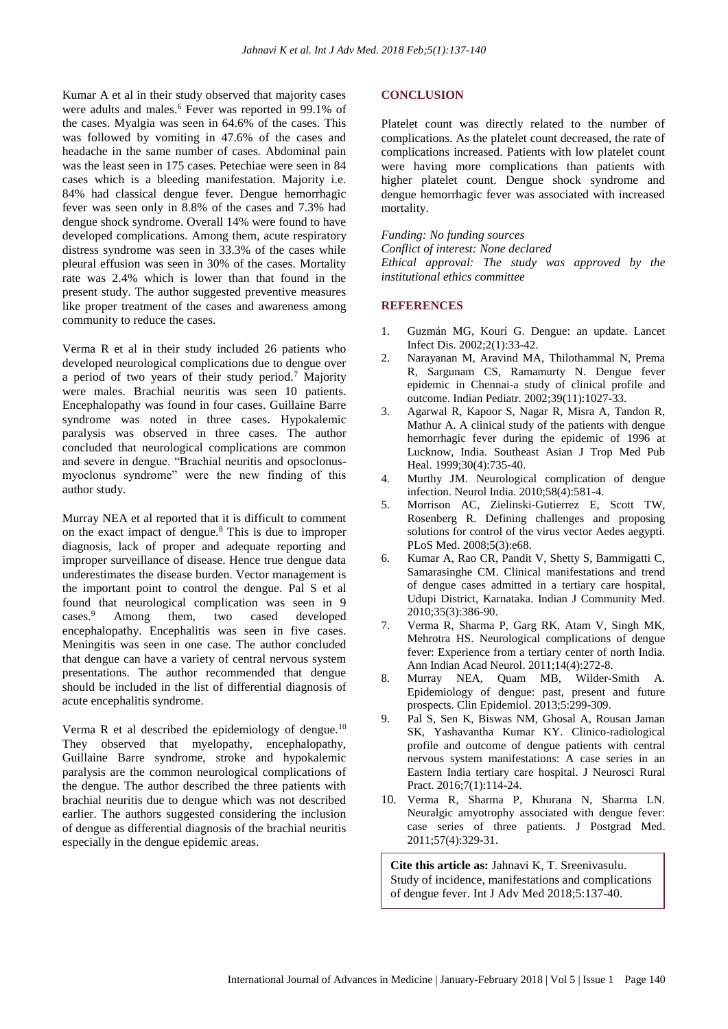Kumar A et al in their study observed that majority cases were adults and males.[6] Fever was reported in 99.1% of the cases. Myalgia was seen in 64.6% of the cases. This was followed by vomiting in 47.6% of the cases and headache in the same number of cases. Abdominal pain was the least seen in 175 cases. Petechiae were seen in 84 cases which is a bleeding manifestation. Majority i.e. 84% had classical dengue fever. Dengue hemorrhagic fever was seen only in 8.8% of the cases and 7.3% had dengue shock syndrome. Overall 14% were found to have developed complications. Among them, acute respiratory distress syndrome was seen in 33.3% of the cases while pleural effusion was seen in 30% of the cases. Mortality rate was 2.4% which is lower than that found in the present study. The author suggested preventive measures like proper treatment of the cases and awareness among community to reduce the cases.

Verma R et al in their study included 26 patients who developed neurological complications due to dengue over a period of two years of their study period.[7] Majority were males. Brachial neuritis was seen 10 patients. Encephalopathy was found in four cases. Guillaine Barre syndrome was noted in three cases. Hypokalemic paralysis was observed in three cases. The author concluded that neurological complications are common and severe in dengue. "Brachial neuritis and opsoclonus-myoclonus syndrome" were the new finding of this author study.

Murray NEA et al reported that it is difficult to comment on the exact impact of dengue.[8] This is due to improper diagnosis, lack of proper and adequate reporting and improper surveillance of disease. Hence true dengue data underestimates the disease burden. Vector management is the important point to control the dengue. Pal S et al found that neurological complication was seen in 9 cases.[9] Among them, two cased developed encephalopathy. Encephalitis was seen in five cases. Meningitis was seen in one case. The author concluded that dengue can have a variety of central nervous system presentations. The author recommended that dengue should be included in the list of differential diagnosis of acute encephalitis syndrome.

Verma R et al described the epidemiology of dengue.[10] They observed that myelopathy, encephalopathy, Guillaine Barre syndrome, stroke and hypokalemic paralysis are the common neurological complications of the dengue. The author described the three patients with brachial neuritis due to dengue which was not described earlier. The authors suggested considering the inclusion of dengue as differential diagnosis of the brachial neuritis especially in the dengue epidemic areas.

## CONCLUSION

Platelet count was directly related to the number of complications. As the platelet count decreased, the rate of complications increased. Patients with low platelet count were having more complications than patients with higher platelet count. Dengue shock syndrome and dengue hemorrhagic fever was associated with increased mortality.

*Funding: No funding sources*
*Conflict of interest: None declared*
*Ethical approval: The study was approved by the institutional ethics committee*

## REFERENCES

1. Guzmán MG, Kourí G. Dengue: an update. Lancet Infect Dis. 2002;2(1):33-42.
2. Narayanan M, Aravind MA, Thilothammal N, Prema R, Sargunam CS, Ramamurty N. Dengue fever epidemic in Chennai-a study of clinical profile and outcome. Indian Pediatr. 2002;39(11):1027-33.
3. Agarwal R, Kapoor S, Nagar R, Misra A, Tandon R, Mathur A. A clinical study of the patients with dengue hemorrhagic fever during the epidemic of 1996 at Lucknow, India. Southeast Asian J Trop Med Pub Heal. 1999;30(4):735-40.
4. Murthy JM. Neurological complication of dengue infection. Neurol India. 2010;58(4):581-4.
5. Morrison AC, Zielinski-Gutierrez E, Scott TW, Rosenberg R. Defining challenges and proposing solutions for control of the virus vector Aedes aegypti. PLoS Med. 2008;5(3):e68.
6. Kumar A, Rao CR, Pandit V, Shetty S, Bammigatti C, Samarasinghe CM. Clinical manifestations and trend of dengue cases admitted in a tertiary care hospital, Udupi District, Karnataka. Indian J Community Med. 2010;35(3):386-90.
7. Verma R, Sharma P, Garg RK, Atam V, Singh MK, Mehrotra HS. Neurological complications of dengue fever: Experience from a tertiary center of north India. Ann Indian Acad Neurol. 2011;14(4):272-8.
8. Murray NEA, Quam MB, Wilder-Smith A. Epidemiology of dengue: past, present and future prospects. Clin Epidemiol. 2013;5:299-309.
9. Pal S, Sen K, Biswas NM, Ghosal A, Rousan Jaman SK, Yashavantha Kumar KY. Clinico-radiological profile and outcome of dengue patients with central nervous system manifestations: A case series in an Eastern India tertiary care hospital. J Neurosci Rural Pract. 2016;7(1):114-24.
10. Verma R, Sharma P, Khurana N, Sharma LN. Neuralgic amyotrophy associated with dengue fever: case series of three patients. J Postgrad Med. 2011;57(4):329-31.

**Cite this article as:** Jahnavi K, T. Sreenivasulu. Study of incidence, manifestations and complications of dengue fever. Int J Adv Med 2018;5:137-40.